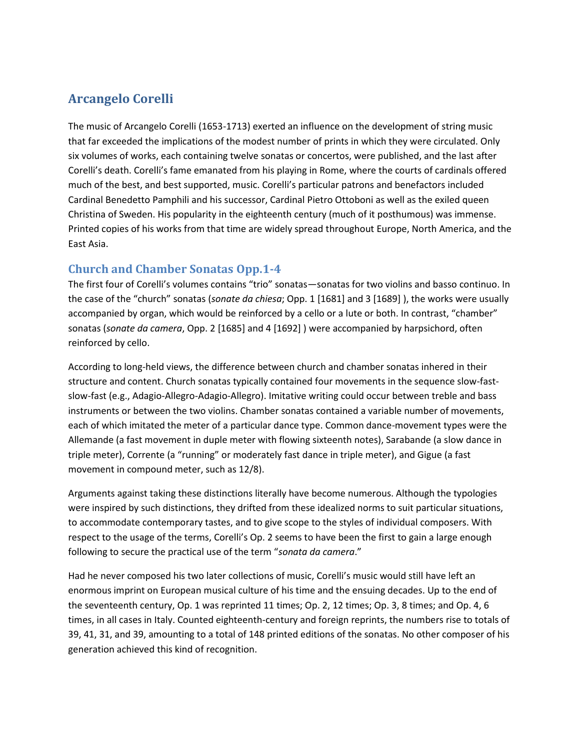# Arcangelo Corelli

The music of Arcangelo Corelli (1653-1713) exerted an influence on the development of string music that far exceeded the implications of the modest number of prints in which they were circulated. Only six volumes of works, each containing twelve sonatas or concertos, were published, and the last after Corelli's death. Corelli's fame emanated from his playing in Rome, where the courts of cardinals offered much of the best, and best supported, music. Corelli's particular patrons and benefactors included Cardinal Benedetto Pamphili and his successor, Cardinal Pietro Ottoboni as well as the exiled queen Christina of Sweden. His popularity in the eighteenth century (much of it posthumous) was immense. Printed copies of his works from that time are widely spread throughout Europe, North America, and the East Asia.

## Church and Chamber Sonatas Opp.1-4

The first four of Corelli's volumes contains "trio" sonatas—sonatas for two violins and basso continuo. In the case of the "church" sonatas (*sonate da chiesa*; Opp. 1 [1681] and 3 [1689] ), the works were usually accompanied by organ, which would be reinforced by a cello or a lute or both. In contrast, "chamber" sonatas (*sonate da camera*, Opp. 2 [1685] and 4 [1692] ) were accompanied by harpsichord, often reinforced by cello.

According to long-held views, the difference between church and chamber sonatas inhered in their structure and content. Church sonatas typically contained four movements in the sequence slow-fast-slow-fast (e.g., Adagio-Allegro-Adagio-Allegro). Imitative writing could occur between treble and bass instruments or between the two violins. Chamber sonatas contained a variable number of movements, each of which imitated the meter of a particular dance type. Common dance-movement types were the Allemande (a fast movement in duple meter with flowing sixteenth notes), Sarabande (a slow dance in triple meter), Corrente (a "running" or moderately fast dance in triple meter), and Gigue (a fast movement in compound meter, such as 12/8).

Arguments against taking these distinctions literally have become numerous. Although the typologies were inspired by such distinctions, they drifted from these idealized norms to suit particular situations, to accommodate contemporary tastes, and to give scope to the styles of individual composers. With respect to the usage of the terms, Corelli's Op. 2 seems to have been the first to gain a large enough following to secure the practical use of the term "*sonata da camera*."

Had he never composed his two later collections of music, Corelli's music would still have left an enormous imprint on European musical culture of his time and the ensuing decades. Up to the end of the seventeenth century, Op. 1 was reprinted 11 times; Op. 2, 12 times; Op. 3, 8 times; and Op. 4, 6 times, in all cases in Italy. Counted eighteenth-century and foreign reprints, the numbers rise to totals of 39, 41, 31, and 39, amounting to a total of 148 printed editions of the sonatas. No other composer of his generation achieved this kind of recognition.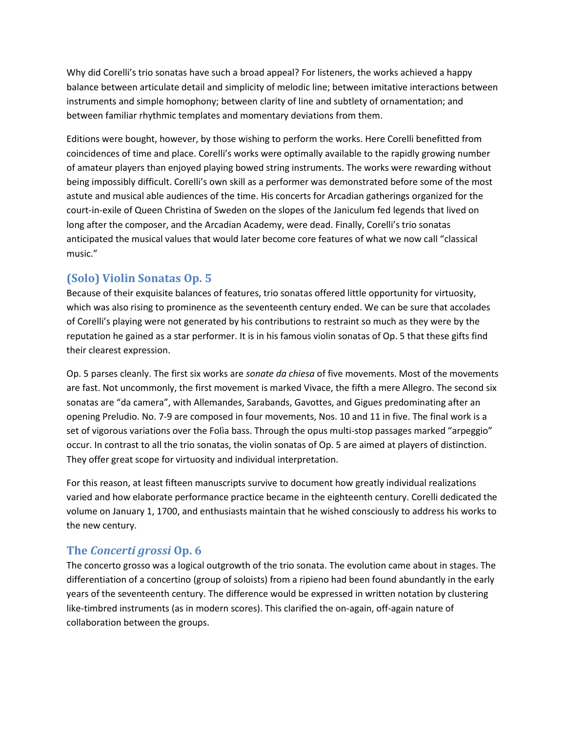Why did Corelli's trio sonatas have such a broad appeal? For listeners, the works achieved a happy balance between articulate detail and simplicity of melodic line; between imitative interactions between instruments and simple homophony; between clarity of line and subtlety of ornamentation; and between familiar rhythmic templates and momentary deviations from them.

Editions were bought, however, by those wishing to perform the works. Here Corelli benefitted from coincidences of time and place. Corelli's works were optimally available to the rapidly growing number of amateur players than enjoyed playing bowed string instruments. The works were rewarding without being impossibly difficult. Corelli's own skill as a performer was demonstrated before some of the most astute and musical able audiences of the time. His concerts for Arcadian gatherings organized for the court-in-exile of Queen Christina of Sweden on the slopes of the Janiculum fed legends that lived on long after the composer, and the Arcadian Academy, were dead. Finally, Corelli's trio sonatas anticipated the musical values that would later become core features of what we now call "classical music."

## (Solo) Violin Sonatas Op. 5

Because of their exquisite balances of features, trio sonatas offered little opportunity for virtuosity, which was also rising to prominence as the seventeenth century ended. We can be sure that accolades of Corelli's playing were not generated by his contributions to restraint so much as they were by the reputation he gained as a star performer. It is in his famous violin sonatas of Op. 5 that these gifts find their clearest expression.

Op. 5 parses cleanly. The first six works are *sonate da chiesa* of five movements. Most of the movements are fast. Not uncommonly, the first movement is marked Vivace, the fifth a mere Allegro. The second six sonatas are "da camera", with Allemandes, Sarabands, Gavottes, and Gigues predominating after an opening Preludio. No. 7-9 are composed in four movements, Nos. 10 and 11 in five. The final work is a set of vigorous variations over the Folìa bass. Through the opus multi-stop passages marked "arpeggio" occur. In contrast to all the trio sonatas, the violin sonatas of Op. 5 are aimed at players of distinction. They offer great scope for virtuosity and individual interpretation.

For this reason, at least fifteen manuscripts survive to document how greatly individual realizations varied and how elaborate performance practice became in the eighteenth century. Corelli dedicated the volume on January 1, 1700, and enthusiasts maintain that he wished consciously to address his works to the new century.

## The *Concerti grossi* Op. 6

The concerto grosso was a logical outgrowth of the trio sonata. The evolution came about in stages. The differentiation of a concertino (group of soloists) from a ripieno had been found abundantly in the early years of the seventeenth century. The difference would be expressed in written notation by clustering like-timbred instruments (as in modern scores). This clarified the on-again, off-again nature of collaboration between the groups.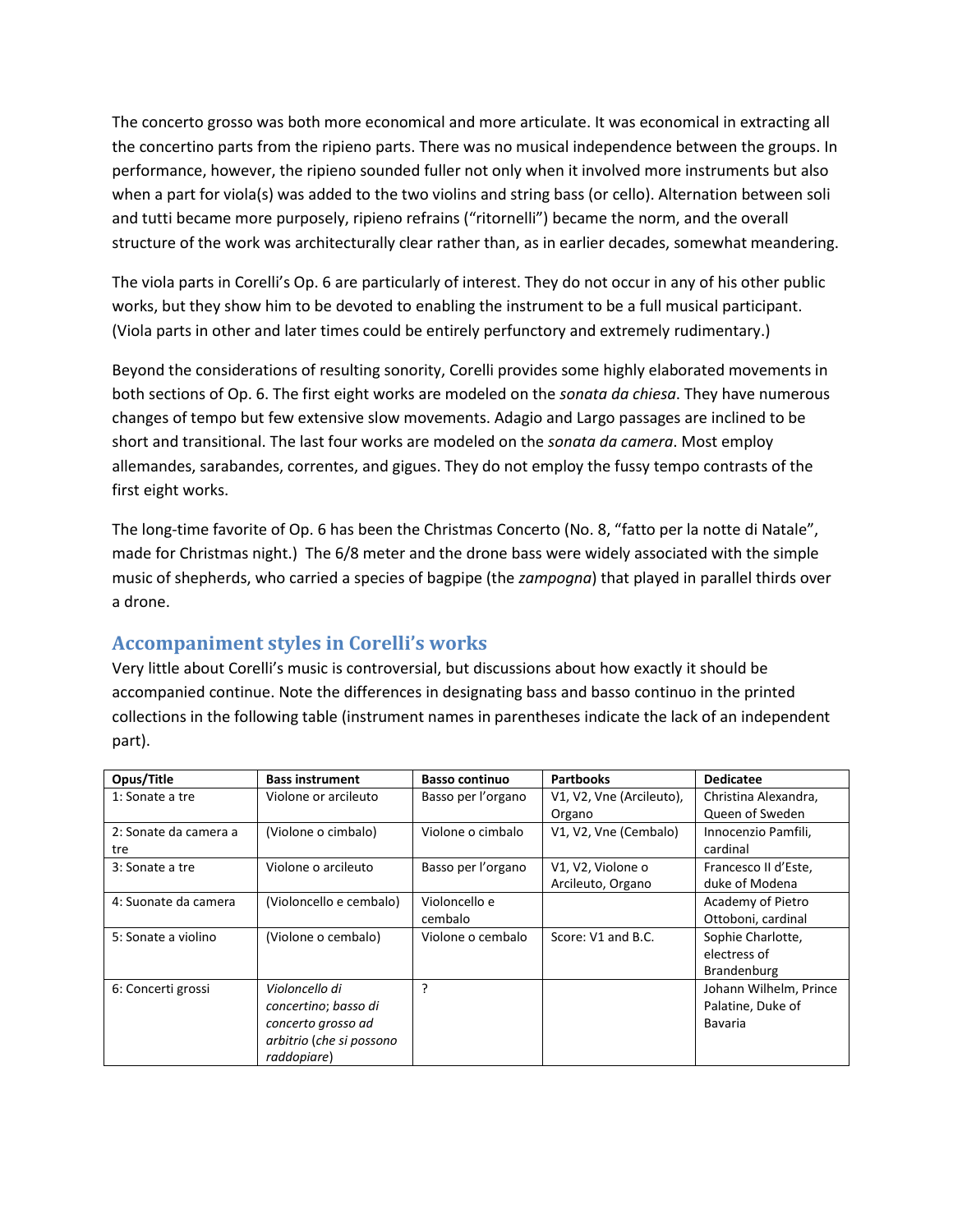The concerto grosso was both more economical and more articulate. It was economical in extracting all the concertino parts from the ripieno parts. There was no musical independence between the groups. In performance, however, the ripieno sounded fuller not only when it involved more instruments but also when a part for viola(s) was added to the two violins and string bass (or cello). Alternation between soli and tutti became more purposely, ripieno refrains ("ritornelli") became the norm, and the overall structure of the work was architecturally clear rather than, as in earlier decades, somewhat meandering.

The viola parts in Corelli's Op. 6 are particularly of interest. They do not occur in any of his other public works, but they show him to be devoted to enabling the instrument to be a full musical participant. (Viola parts in other and later times could be entirely perfunctory and extremely rudimentary.)

Beyond the considerations of resulting sonority, Corelli provides some highly elaborated movements in both sections of Op. 6. The first eight works are modeled on the *sonata da chiesa*. They have numerous changes of tempo but few extensive slow movements. Adagio and Largo passages are inclined to be short and transitional. The last four works are modeled on the *sonata da camera*. Most employ allemandes, sarabandes, correntes, and gigues. They do not employ the fussy tempo contrasts of the first eight works.

The long-time favorite of Op. 6 has been the Christmas Concerto (No. 8, "fatto per la notte di Natale", made for Christmas night.) The 6/8 meter and the drone bass were widely associated with the simple music of shepherds, who carried a species of bagpipe (the *zampogna*) that played in parallel thirds over a drone.

## Accompaniment styles in Corelli's works

Very little about Corelli's music is controversial, but discussions about how exactly it should be accompanied continue. Note the differences in designating bass and basso continuo in the printed collections in the following table (instrument names in parentheses indicate the lack of an independent part).

| Opus/Title | Bass instrument | Basso continuo | Partbooks | Dedicatee |
|---|---|---|---|---|
| 1: Sonate a tre | Violone or arcileuto | Basso per l'organo | V1, V2, Vne (Arcileuto), Organo | Christina Alexandra, Queen of Sweden |
| 2: Sonate da camera a tre | (Violone o cimbalo) | Violone o cimbalo | V1, V2, Vne (Cembalo) | Innocenzio Pamfili, cardinal |
| 3: Sonate a tre | Violone o arcileuto | Basso per l'organo | V1, V2, Violone o Arcileuto, Organo | Francesco II d'Este, duke of Modena |
| 4: Suonate da camera | (Violoncello e cembalo) | Violoncello e cembalo | | Academy of Pietro Ottoboni, cardinal |
| 5: Sonate a violino | (Violone o cembalo) | Violone o cembalo | Score: V1 and B.C. | Sophie Charlotte, electress of Brandenburg |
| 6: Concerti grossi | *Violoncello di concertino*; *basso di concerto grosso ad arbitrio* (*che si possono raddopiare*) | ? | | Johann Wilhelm, Prince Palatine, Duke of Bavaria |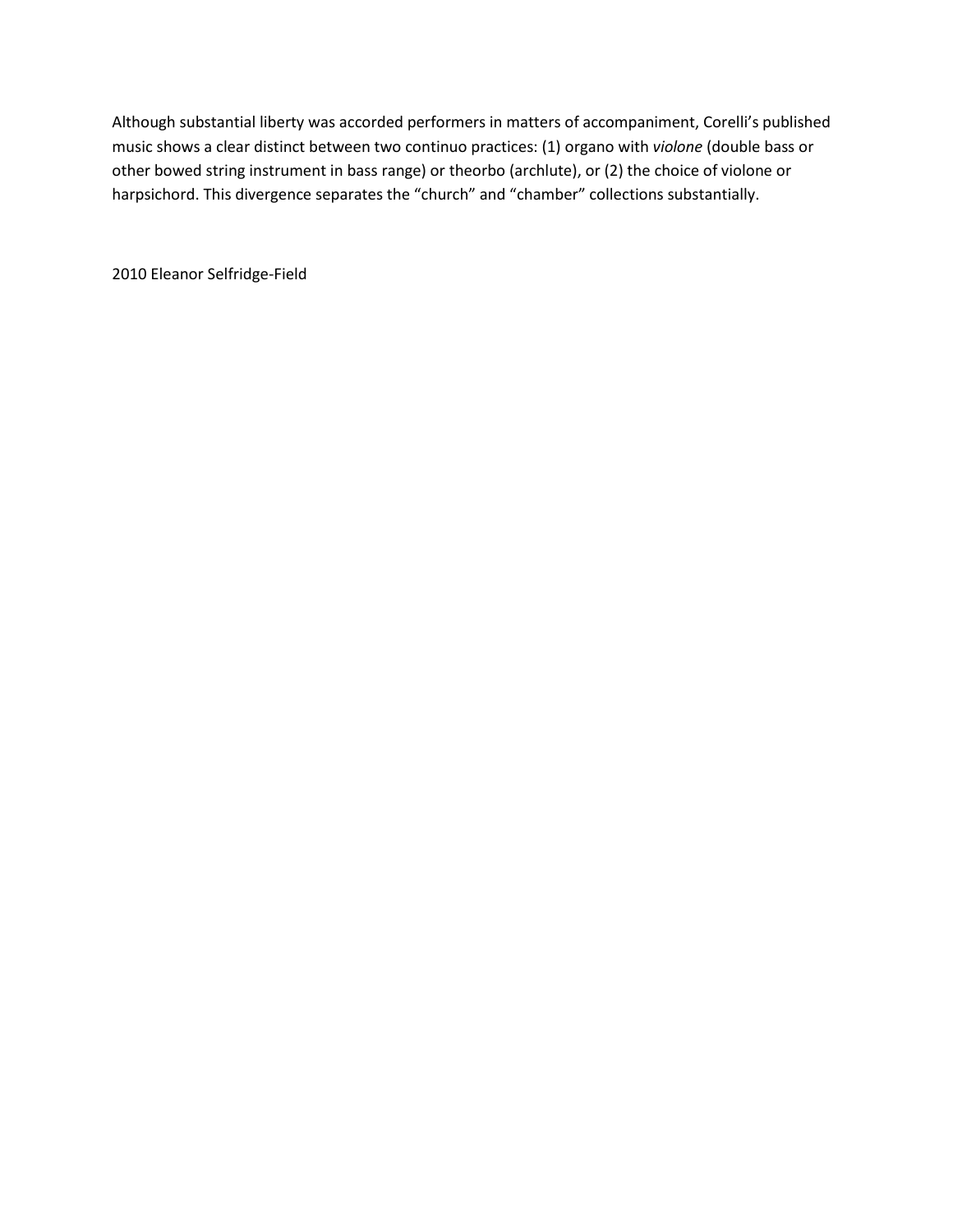Although substantial liberty was accorded performers in matters of accompaniment, Corelli's published music shows a clear distinct between two continuo practices: (1) organo with *violone* (double bass or other bowed string instrument in bass range) or theorbo (archlute), or (2) the choice of violone or harpsichord. This divergence separates the "church" and "chamber" collections substantially.

2010 Eleanor Selfridge-Field